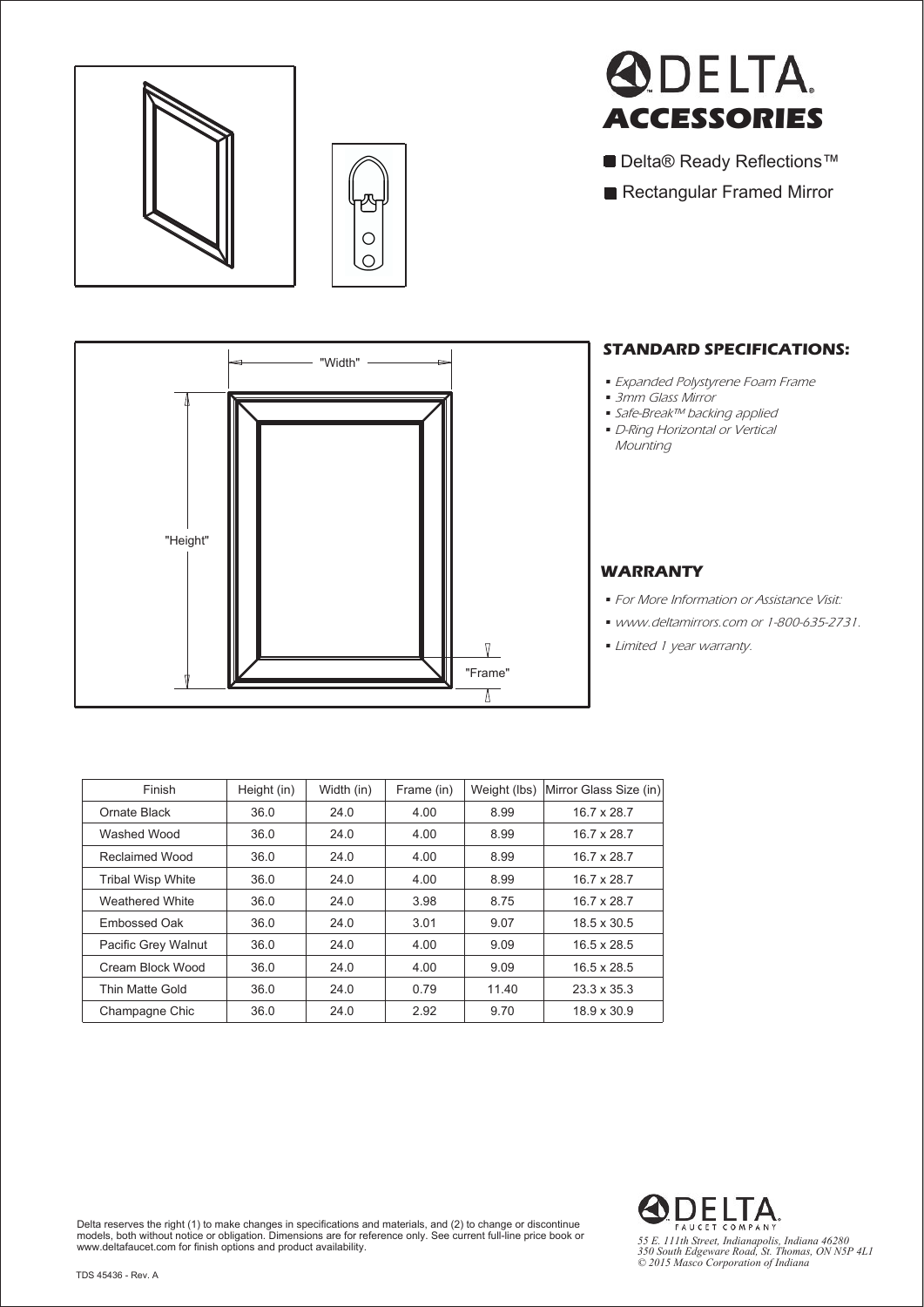# DELTA ACCESSORIES

- Delta® Ready Reflections™
- Rectangular Framed Mirror

"Width"

"Height"

"Frame"

## STANDARD SPECIFICATIONS:

- *Expanded Polystyrene Foam Frame*
- *3mm Glass Mirror*
- *Safe-Break™ backing applied*
- *D-Ring Horizontal or Vertical Mounting*

## WARRANTY

- *For More Information or Assistance Visit:*
- *www.deltamirrors.com or 1-800-635-2731.*
- *Limited 1 year warranty.*

| Finish | Height (in) | Width (in) | Frame (in) | Weight (lbs) | Mirror Glass Size (in) |
|---|---|---|---|---|---|
| Ornate Black | 36.0 | 24.0 | 4.00 | 8.99 | 16.7 x 28.7 |
| Washed Wood | 36.0 | 24.0 | 4.00 | 8.99 | 16.7 x 28.7 |
| Reclaimed Wood | 36.0 | 24.0 | 4.00 | 8.99 | 16.7 x 28.7 |
| Tribal Wisp White | 36.0 | 24.0 | 4.00 | 8.99 | 16.7 x 28.7 |
| Weathered White | 36.0 | 24.0 | 3.98 | 8.75 | 16.7 x 28.7 |
| Embossed Oak | 36.0 | 24.0 | 3.01 | 9.07 | 18.5 x 30.5 |
| Pacific Grey Walnut | 36.0 | 24.0 | 4.00 | 9.09 | 16.5 x 28.5 |
| Cream Block Wood | 36.0 | 24.0 | 4.00 | 9.09 | 16.5 x 28.5 |
| Thin Matte Gold | 36.0 | 24.0 | 0.79 | 11.40 | 23.3 x 35.3 |
| Champagne Chic | 36.0 | 24.0 | 2.92 | 9.70 | 18.9 x 30.9 |

Delta reserves the right (1) to make changes in specifications and materials, and (2) to change or discontinue models, both without notice or obligation. Dimensions are for reference only. See current full-line price book or www.deltafaucet.com for finish options and product availability.

DELTA FAUCET COMPANY

*55 E. 111th Street, Indianapolis, Indiana 46280*
*350 South Edgeware Road, St. Thomas, ON N5P 4L1*
*© 2015 Masco Corporation of Indiana*

TDS 45436 - Rev. A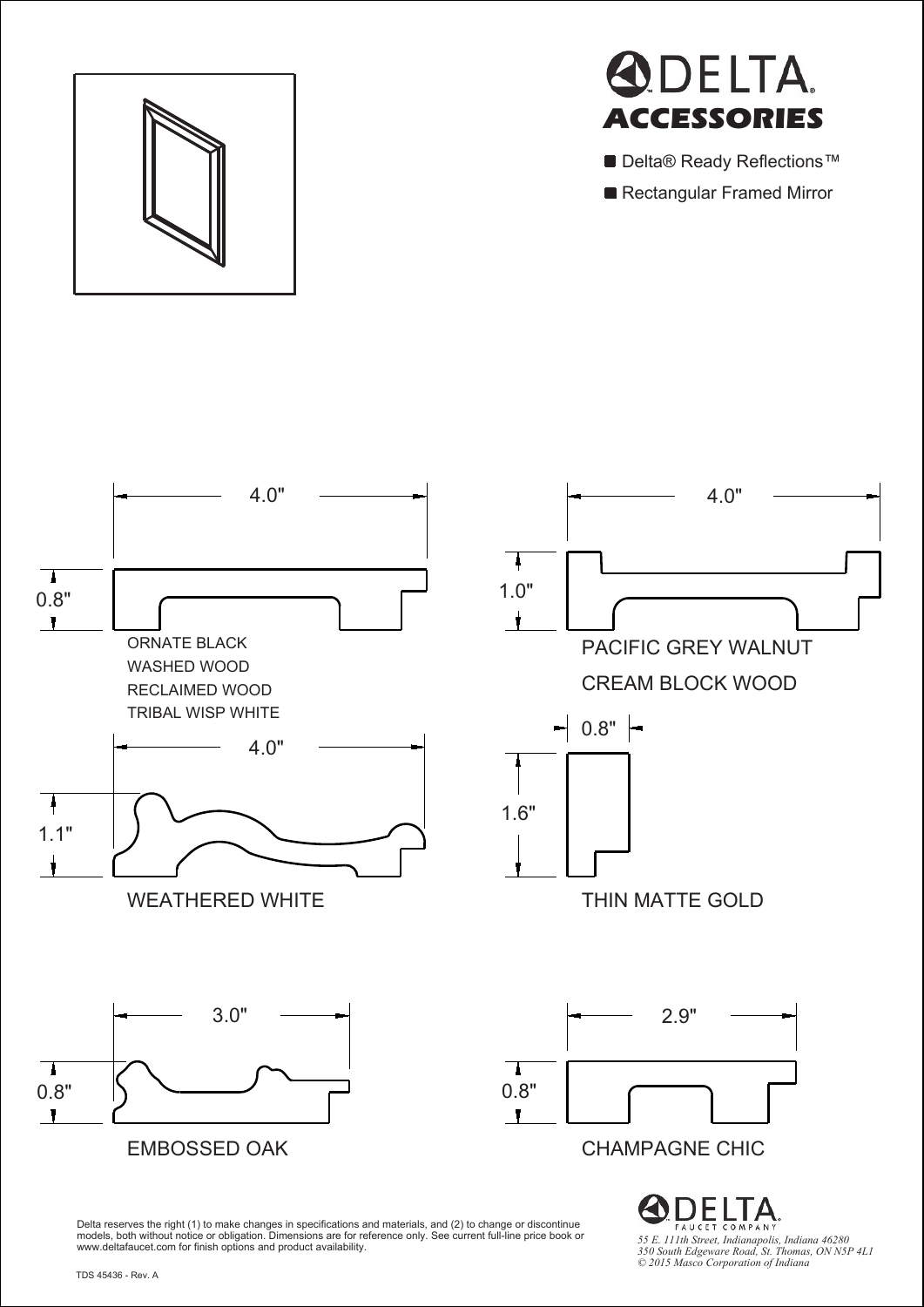# DELTA ACCESSORIES

- Delta® Ready Reflections™
- Rectangular Framed Mirror

4.0"

0.8"

ORNATE BLACK
WASHED WOOD
RECLAIMED WOOD
TRIBAL WISP WHITE

4.0"

1.0"

PACIFIC GREY WALNUT
CREAM BLOCK WOOD

4.0"

1.1"

WEATHERED WHITE

0.8"

1.6"

THIN MATTE GOLD

3.0"

0.8"

EMBOSSED OAK

2.9"

0.8"

CHAMPAGNE CHIC

Delta reserves the right (1) to make changes in specifications and materials, and (2) to change or discontinue models, both without notice or obligation. Dimensions are for reference only. See current full-line price book or www.deltafaucet.com for finish options and product availability.

DELTA FAUCET COMPANY

*55 E. 111th Street, Indianapolis, Indiana 46280*
*350 South Edgeware Road, St. Thomas, ON N5P 4L1*
*© 2015 Masco Corporation of Indiana*

TDS 45436 - Rev. A